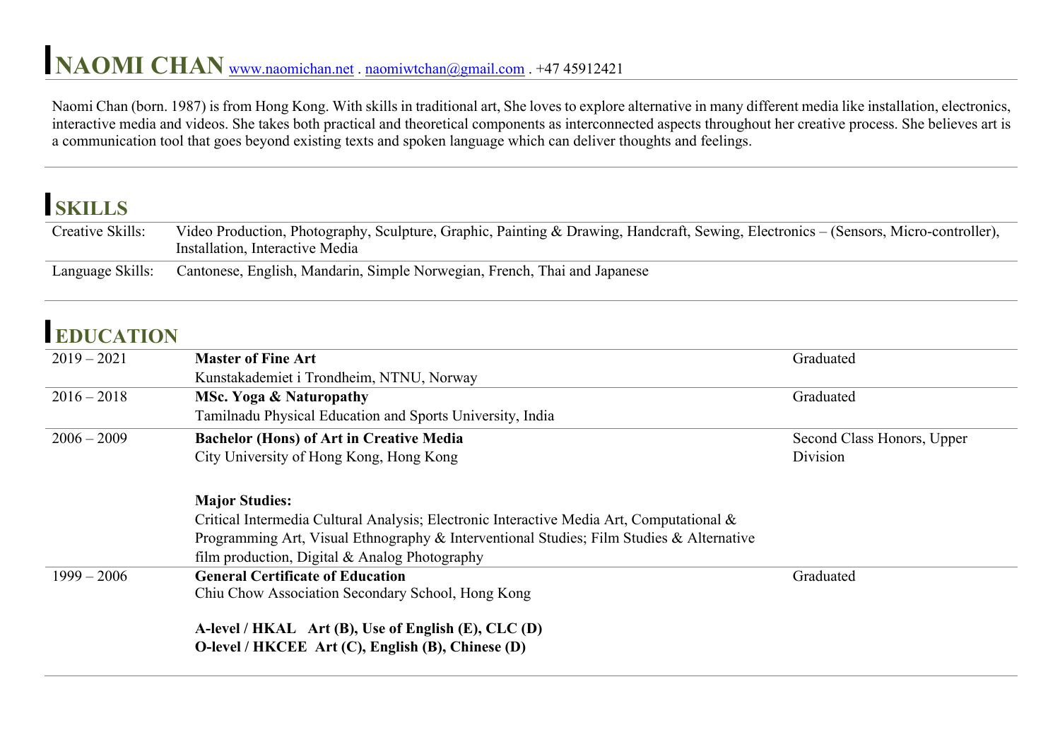# NAOMI CHAN [www.naomichan.net](http://www.naomichan.net) . [naomiwtchan@gmail.com](mailto:naomiwtchan@gmail.com) . +47 45912421

Naomi Chan (born. 1987) is from Hong Kong. With skills in traditional art, She loves to explore alternative in many different media like installation, electronics, interactive media and videos. She takes both practical and theoretical components as interconnected aspects throughout her creative process. She believes art is a communication tool that goes beyond existing texts and spoken language which can deliver thoughts and feelings.

## SKILLS

| | |
|---|---|
| Creative Skills: | Video Production, Photography, Sculpture, Graphic, Painting & Drawing, Handcraft, Sewing, Electronics – (Sensors, Micro-controller), Installation, Interactive Media |
| Language Skills: | Cantonese, English, Mandarin, Simple Norwegian, French, Thai and Japanese |

## EDUCATION

| | | |
|---|---|---|
| 2019 – 2021 | **Master of Fine Art**<br>Kunstakademiet i Trondheim, NTNU, Norway | Graduated |
| 2016 – 2018 | **MSc. Yoga & Naturopathy**<br>Tamilnadu Physical Education and Sports University, India | Graduated |
| 2006 – 2009 | **Bachelor (Hons) of Art in Creative Media**<br>City University of Hong Kong, Hong Kong<br><br>**Major Studies:**<br>Critical Intermedia Cultural Analysis; Electronic Interactive Media Art, Computational & Programming Art, Visual Ethnography & Interventional Studies; Film Studies & Alternative film production, Digital & Analog Photography | Second Class Honors, Upper Division |
| 1999 – 2006 | **General Certificate of Education**<br>Chiu Chow Association Secondary School, Hong Kong<br><br>**A-level / HKAL Art (B), Use of English (E), CLC (D)**<br>**O-level / HKCEE Art (C), English (B), Chinese (D)** | Graduated |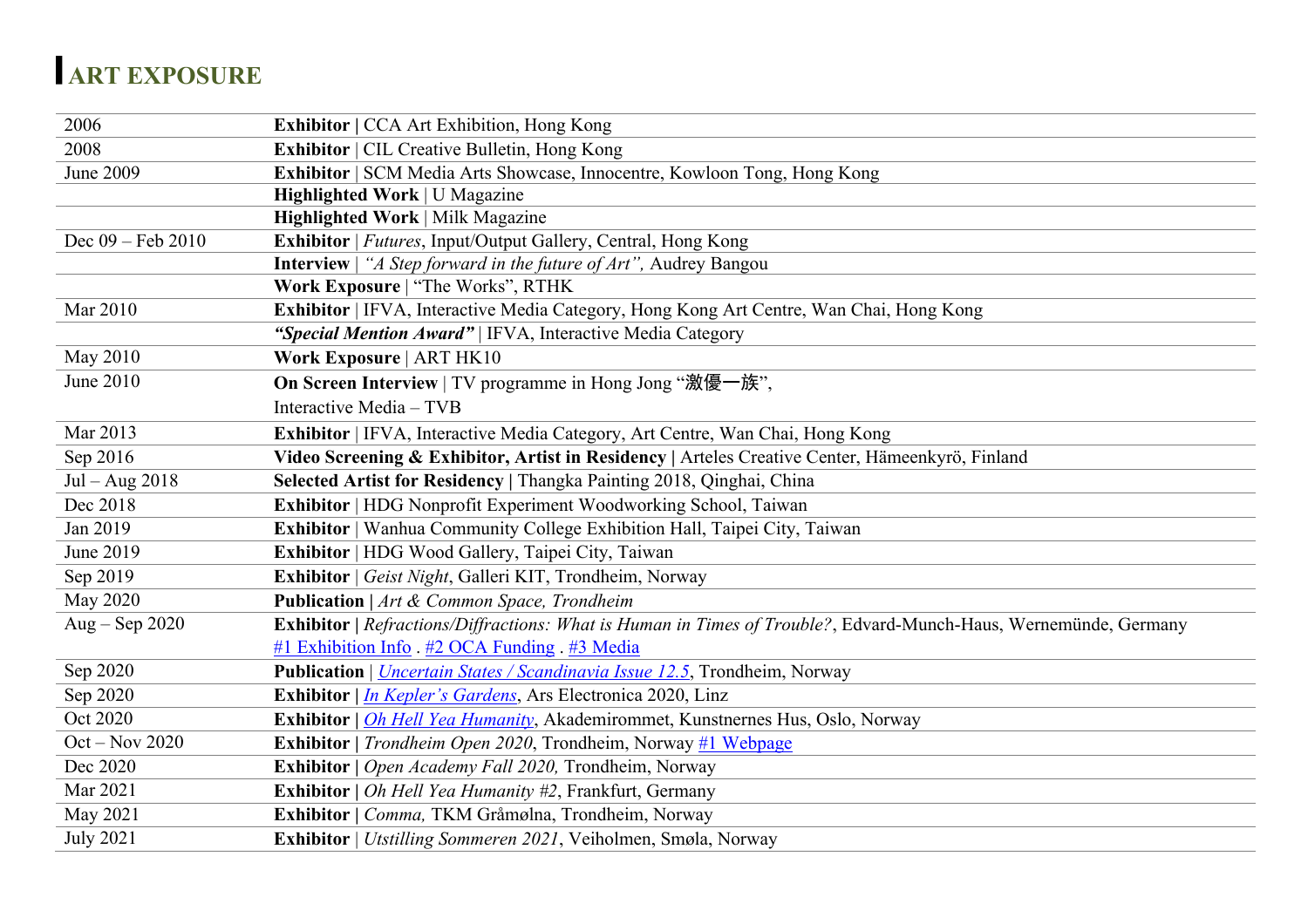## ART EXPOSURE

| | |
|---|---|
| 2006 | **Exhibitor \|** CCA Art Exhibition, Hong Kong |
| 2008 | **Exhibitor** \| CIL Creative Bulletin, Hong Kong |
| June 2009 | **Exhibitor** \| SCM Media Arts Showcase, Innocentre, Kowloon Tong, Hong Kong |
| | **Highlighted Work** \| U Magazine |
| | **Highlighted Work** \| Milk Magazine |
| Dec 09 – Feb 2010 | **Exhibitor** \| *Futures*, Input/Output Gallery, Central, Hong Kong |
| | **Interview** \| *"A Step forward in the future of Art",* Audrey Bangou |
| | **Work Exposure** \| "The Works", RTHK |
| Mar 2010 | **Exhibitor** \| IFVA, Interactive Media Category, Hong Kong Art Centre, Wan Chai, Hong Kong |
| | ***"Special Mention Award"*** \| IFVA, Interactive Media Category |
| May 2010 | **Work Exposure** \| ART HK10 |
| June 2010 | **On Screen Interview** \| TV programme in Hong Jong "激優一族", Interactive Media – TVB |
| Mar 2013 | **Exhibitor** \| IFVA, Interactive Media Category, Art Centre, Wan Chai, Hong Kong |
| Sep 2016 | **Video Screening & Exhibitor, Artist in Residency \|** Arteles Creative Center, Hämeenkyrö, Finland |
| Jul – Aug 2018 | **Selected Artist for Residency \|** Thangka Painting 2018, Qinghai, China |
| Dec 2018 | **Exhibitor** \| HDG Nonprofit Experiment Woodworking School, Taiwan |
| Jan 2019 | **Exhibitor** \| Wanhua Community College Exhibition Hall, Taipei City, Taiwan |
| June 2019 | **Exhibitor** \| HDG Wood Gallery, Taipei City, Taiwan |
| Sep 2019 | **Exhibitor** \| *Geist Night*, Galleri KIT, Trondheim, Norway |
| May 2020 | **Publication \|** *Art & Common Space, Trondheim* |
| Aug – Sep 2020 | **Exhibitor \|** *Refractions/Diffractions: What is Human in Times of Trouble?*, Edvard-Munch-Haus, Wernemünde, Germany #1 Exhibition Info . #2 OCA Funding . #3 Media |
| Sep 2020 | **Publication** \| *Uncertain States / Scandinavia Issue 12.5*, Trondheim, Norway |
| Sep 2020 | **Exhibitor \|** *In Kepler's Gardens*, Ars Electronica 2020, Linz |
| Oct 2020 | **Exhibitor \|** *Oh Hell Yea Humanity*, Akademirommet, Kunstnernes Hus, Oslo, Norway |
| Oct – Nov 2020 | **Exhibitor \|** *Trondheim Open 2020*, Trondheim, Norway #1 Webpage |
| Dec 2020 | **Exhibitor \|** *Open Academy Fall 2020,* Trondheim, Norway |
| Mar 2021 | **Exhibitor \|** *Oh Hell Yea Humanity #2*, Frankfurt, Germany |
| May 2021 | **Exhibitor \|** *Comma,* TKM Gråmølna, Trondheim, Norway |
| July 2021 | **Exhibitor** \| *Utstilling Sommeren 2021*, Veiholmen, Smøla, Norway |